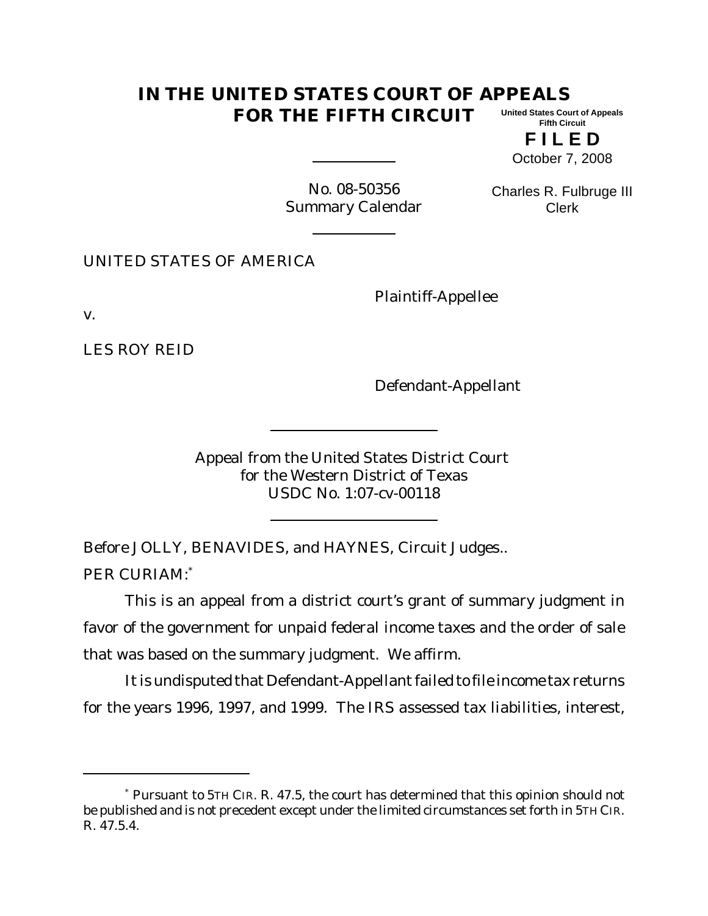# IN THE UNITED STATES COURT OF APPEALS FOR THE FIFTH CIRCUIT

United States Court of Appeals
Fifth Circuit

**F I L E D**

October 7, 2008

Charles R. Fulbruge III
Clerk

No. 08-50356
Summary Calendar

UNITED STATES OF AMERICA

Plaintiff-Appellee

v.

LES ROY REID

Defendant-Appellant

Appeal from the United States District Court
for the Western District of Texas
USDC No. 1:07-cv-00118

Before JOLLY, BENAVIDES, and HAYNES, Circuit Judges..

PER CURIAM:*

This is an appeal from a district court's grant of summary judgment in favor of the government for unpaid federal income taxes and the order of sale that was based on the summary judgment. We affirm.

It is undisputed that Defendant-Appellant failed to file income tax returns for the years 1996, 1997, and 1999. The IRS assessed tax liabilities, interest,

---

* Pursuant to 5TH CIR. R. 47.5, the court has determined that this opinion should not be published and is not precedent except under the limited circumstances set forth in 5TH CIR. R. 47.5.4.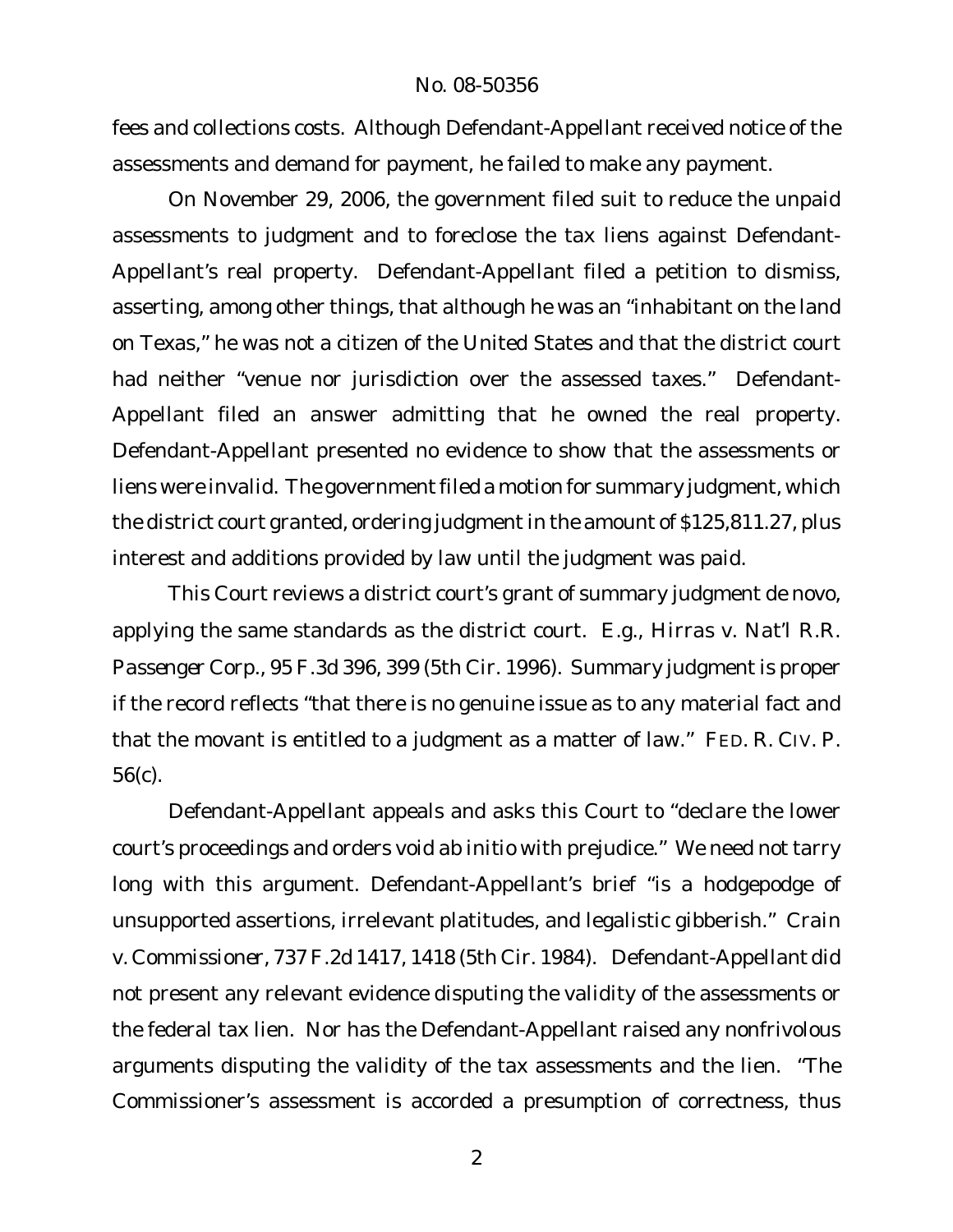fees and collections costs. Although Defendant-Appellant received notice of the assessments and demand for payment, he failed to make any payment.

On November 29, 2006, the government filed suit to reduce the unpaid assessments to judgment and to foreclose the tax liens against Defendant-Appellant's real property. Defendant-Appellant filed a petition to dismiss, asserting, among other things, that although he was an "inhabitant on the land on Texas," he was not a citizen of the United States and that the district court had neither "venue nor jurisdiction over the assessed taxes." Defendant-Appellant filed an answer admitting that he owned the real property. Defendant-Appellant presented no evidence to show that the assessments or liens were invalid. The government filed a motion for summary judgment, which the district court granted, ordering judgment in the amount of $125,811.27, plus interest and additions provided by law until the judgment was paid.

This Court reviews a district court's grant of summary judgment de novo, applying the same standards as the district court. *E.g.*, *Hirras v. Nat'l R.R. Passenger Corp.*, 95 F.3d 396, 399 (5th Cir. 1996). Summary judgment is proper if the record reflects "that there is no genuine issue as to any material fact and that the movant is entitled to a judgment as a matter of law." FED. R. CIV. P. 56(c).

Defendant-Appellant appeals and asks this Court to "declare the lower court's proceedings and orders void ab initio with prejudice." We need not tarry long with this argument. Defendant-Appellant's brief "is a hodgepodge of unsupported assertions, irrelevant platitudes, and legalistic gibberish." *Crain v. Commissioner*, 737 F.2d 1417, 1418 (5th Cir. 1984). Defendant-Appellant did not present any relevant evidence disputing the validity of the assessments or the federal tax lien. Nor has the Defendant-Appellant raised any nonfrivolous arguments disputing the validity of the tax assessments and the lien. "The Commissioner's assessment is accorded a presumption of correctness, thus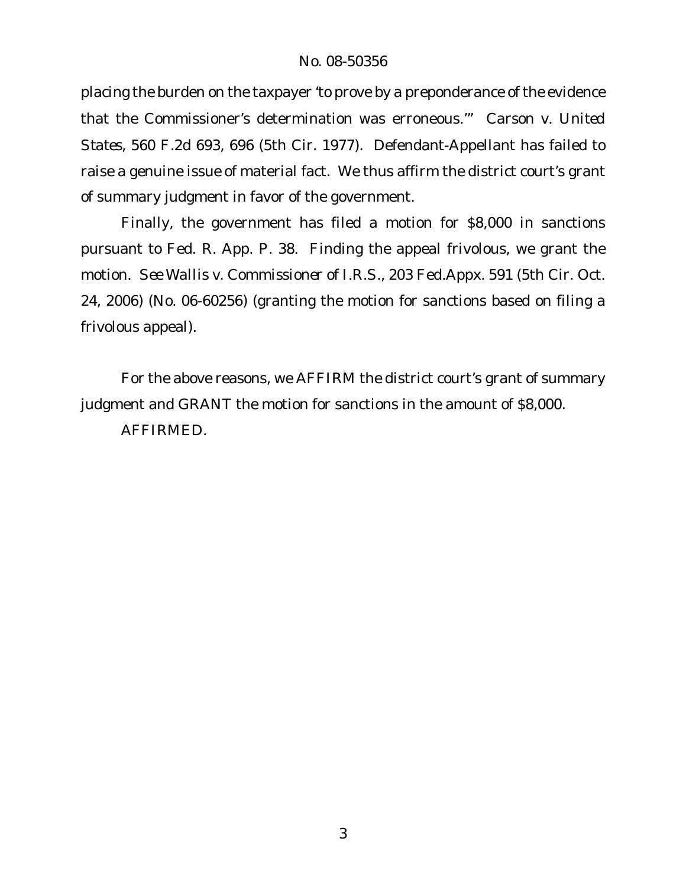placing the burden on the taxpayer 'to prove by a preponderance of the evidence that the Commissioner's determination was erroneous.'" *Carson v. United States*, 560 F.2d 693, 696 (5th Cir. 1977). Defendant-Appellant has failed to raise a genuine issue of material fact. We thus affirm the district court's grant of summary judgment in favor of the government.

Finally, the government has filed a motion for $8,000 in sanctions pursuant to Fed. R. App. P. 38. Finding the appeal frivolous, we grant the motion. *See Wallis v. Commissioner of I.R.S.*, 203 Fed.Appx. 591 (5th Cir. Oct. 24, 2006) (No. 06-60256) (granting the motion for sanctions based on filing a frivolous appeal).

For the above reasons, we AFFIRM the district court's grant of summary judgment and GRANT the motion for sanctions in the amount of $8,000.

AFFIRMED.